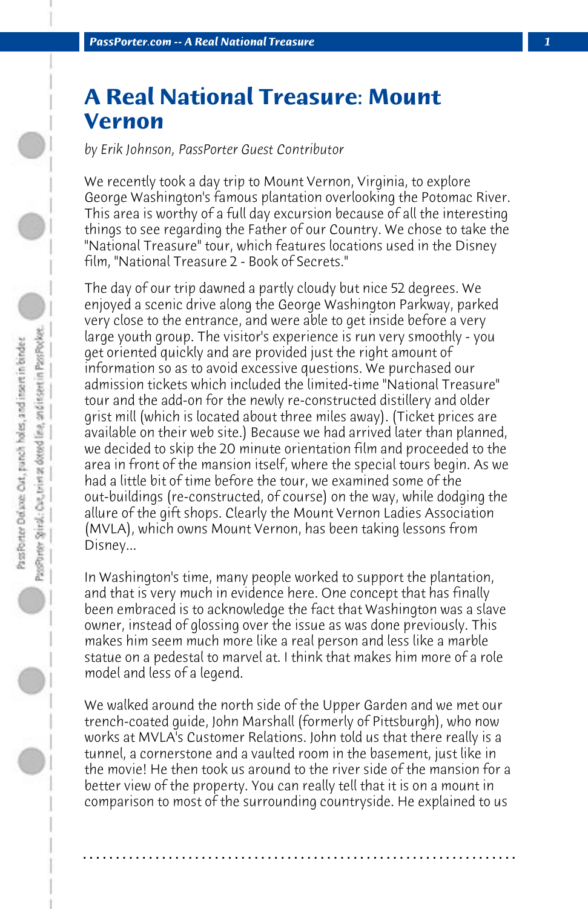# A Real National Treasure: Mount Vernon

*by Erik Johnson, PassPorter Guest Contributor*

We recently took a day trip to Mount Vernon, Virginia, to explore George Washington's famous plantation overlooking the Potomac River. This area is worthy of a full day excursion because of all the interesting things to see regarding the Father of our Country. We chose to take the "National Treasure" tour, which features locations used in the Disney film, "National Treasure 2 - Book of Secrets."

The day of our trip dawned a partly cloudy but nice 52 degrees. We enjoyed a scenic drive along the George Washington Parkway, parked very close to the entrance, and were able to get inside before a very large youth group. The visitor's experience is run very smoothly - you get oriented quickly and are provided just the right amount of information so as to avoid excessive questions. We purchased our admission tickets which included the limited-time "National Treasure" tour and the add-on for the newly re-constructed distillery and older grist mill (which is located about three miles away). (Ticket prices are available on their web site.) Because we had arrived later than planned, we decided to skip the 20 minute orientation film and proceeded to the area in front of the mansion itself, where the special tours begin. As we had a little bit of time before the tour, we examined some of the out-buildings (re-constructed, of course) on the way, while dodging the allure of the gift shops. Clearly the Mount Vernon Ladies Association (MVLA), which owns Mount Vernon, has been taking lessons from Disney...

In Washington's time, many people worked to support the plantation, and that is very much in evidence here. One concept that has finally been embraced is to acknowledge the fact that Washington was a slave owner, instead of glossing over the issue as was done previously. This makes him seem much more like a real person and less like a marble statue on a pedestal to marvel at. I think that makes him more of a role model and less of a legend.

We walked around the north side of the Upper Garden and we met our trench-coated guide, John Marshall (formerly of Pittsburgh), who now works at MVLA's Customer Relations. John told us that there really is a tunnel, a cornerstone and a vaulted room in the basement, just like in the movie! He then took us around to the river side of the mansion for a better view of the property. You can really tell that it is on a mount in comparison to most of the surrounding countryside. He explained to us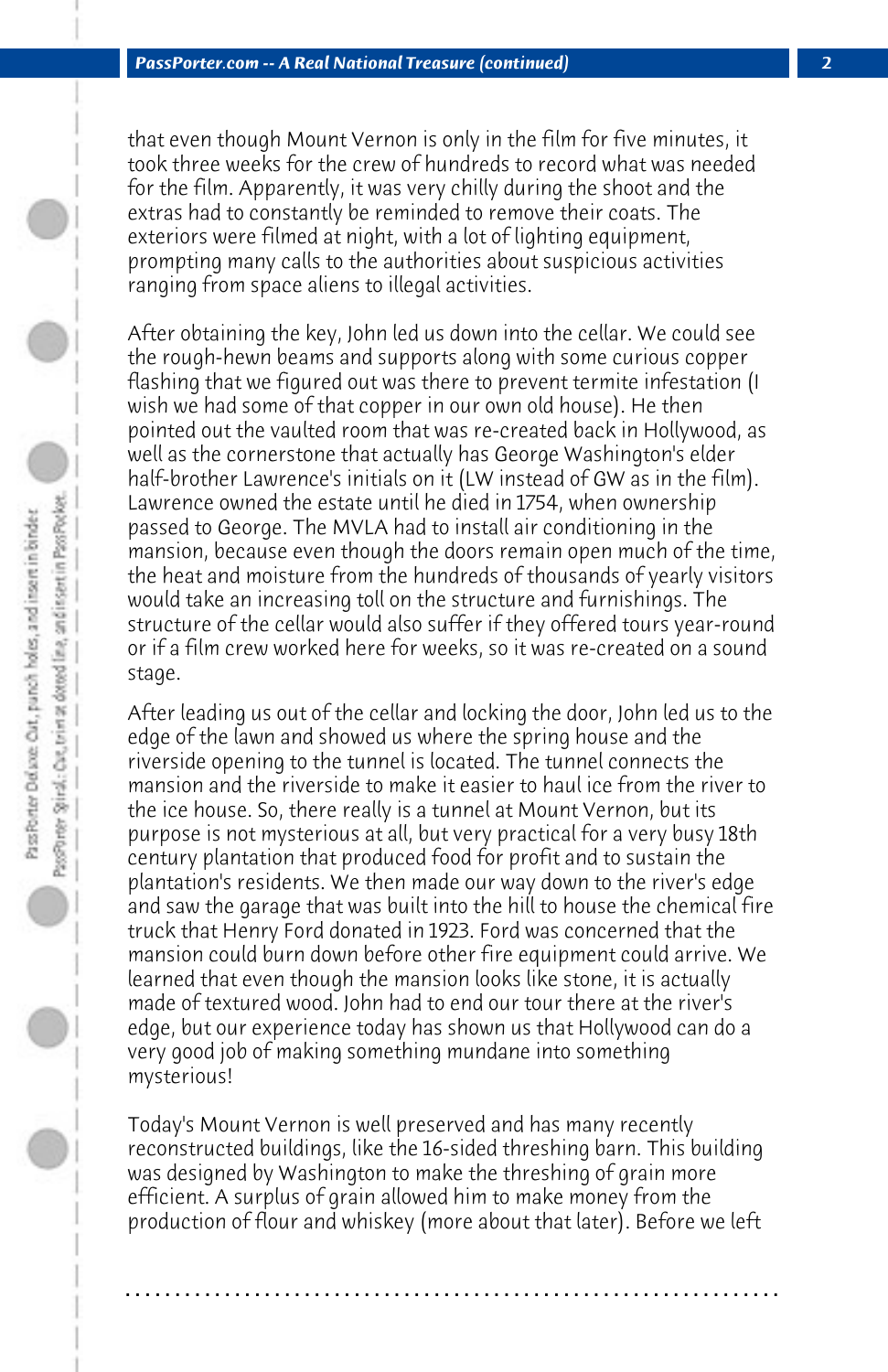that even though Mount Vernon is only in the film for five minutes, it took three weeks for the crew of hundreds to record what was needed for the film. Apparently, it was very chilly during the shoot and the extras had to constantly be reminded to remove their coats. The exteriors were filmed at night, with a lot of lighting equipment, prompting many calls to the authorities about suspicious activities ranging from space aliens to illegal activities.

After obtaining the key, John led us down into the cellar. We could see the rough-hewn beams and supports along with some curious copper flashing that we figured out was there to prevent termite infestation (I wish we had some of that copper in our own old house). He then pointed out the vaulted room that was re-created back in Hollywood, as well as the cornerstone that actually has George Washington's elder half-brother Lawrence's initials on it (LW instead of GW as in the film). Lawrence owned the estate until he died in 1754, when ownership passed to George. The MVLA had to install air conditioning in the mansion, because even though the doors remain open much of the time, the heat and moisture from the hundreds of thousands of yearly visitors would take an increasing toll on the structure and furnishings. The structure of the cellar would also suffer if they offered tours year-round or if a film crew worked here for weeks, so it was re-created on a sound stage.

After leading us out of the cellar and locking the door, John led us to the edge of the lawn and showed us where the spring house and the riverside opening to the tunnel is located. The tunnel connects the mansion and the riverside to make it easier to haul ice from the river to the ice house. So, there really is a tunnel at Mount Vernon, but its purpose is not mysterious at all, but very practical for a very busy 18th century plantation that produced food for profit and to sustain the plantation's residents. We then made our way down to the river's edge and saw the garage that was built into the hill to house the chemical fire truck that Henry Ford donated in 1923. Ford was concerned that the mansion could burn down before other fire equipment could arrive. We learned that even though the mansion looks like stone, it is actually made of textured wood. John had to end our tour there at the river's edge, but our experience today has shown us that Hollywood can do a very good job of making something mundane into something mysterious!

Today's Mount Vernon is well preserved and has many recently reconstructed buildings, like the 16-sided threshing barn. This building was designed by Washington to make the threshing of grain more efficient. A surplus of grain allowed him to make money from the production of flour and whiskey (more about that later). Before we left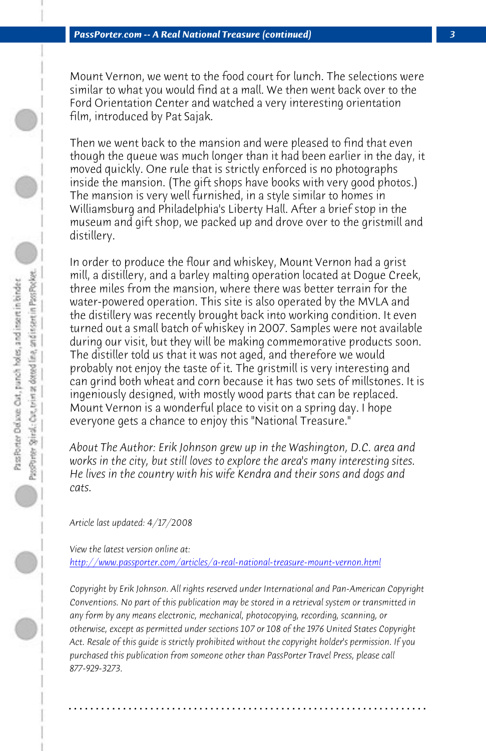Mount Vernon, we went to the food court for lunch. The selections were similar to what you would find at a mall. We then went back over to the Ford Orientation Center and watched a very interesting orientation film, introduced by Pat Sajak.

Then we went back to the mansion and were pleased to find that even though the queue was much longer than it had been earlier in the day, it moved quickly. One rule that is strictly enforced is no photographs inside the mansion. (The gift shops have books with very good photos.) The mansion is very well furnished, in a style similar to homes in Williamsburg and Philadelphia's Liberty Hall. After a brief stop in the museum and gift shop, we packed up and drove over to the gristmill and distillery.

In order to produce the flour and whiskey, Mount Vernon had a grist mill, a distillery, and a barley malting operation located at Dogue Creek, three miles from the mansion, where there was better terrain for the water-powered operation. This site is also operated by the MVLA and the distillery was recently brought back into working condition. It even turned out a small batch of whiskey in 2007. Samples were not available during our visit, but they will be making commemorative products soon. The distiller told us that it was not aged, and therefore we would probably not enjoy the taste of it. The gristmill is very interesting and can grind both wheat and corn because it has two sets of millstones. It is ingeniously designed, with mostly wood parts that can be replaced. Mount Vernon is a wonderful place to visit on a spring day. I hope everyone gets a chance to enjoy this "National Treasure."

*About The Author: Erik Johnson grew up in the Washington, D.C. area and works in the city, but still loves to explore the area's many interesting sites. He lives in the country with his wife Kendra and their sons and dogs and cats.*

*Article last updated: 4/17/2008*

*View the latest version online at:*
http://www.passporter.com/articles/a-real-national-treasure-mount-vernon.html

*Copyright by Erik Johnson. All rights reserved under International and Pan-American Copyright Conventions. No part of this publication may be stored in a retrieval system or transmitted in any form by any means electronic, mechanical, photocopying, recording, scanning, or otherwise, except as permitted under sections 107 or 108 of the 1976 United States Copyright Act. Resale of this guide is strictly prohibited without the copyright holder's permission. If you purchased this publication from someone other than PassPorter Travel Press, please call 877-929-3273.*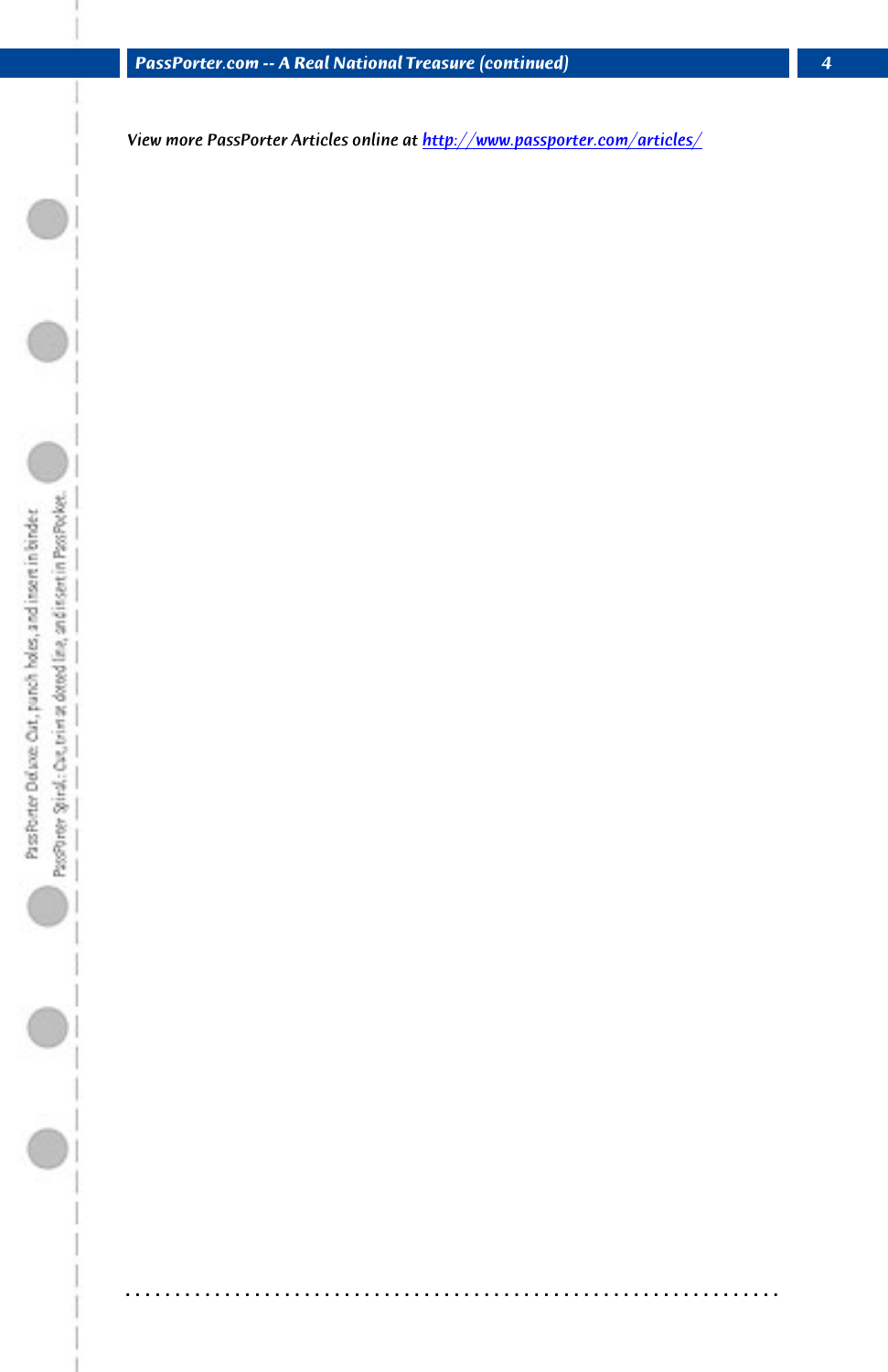*View more PassPorter Articles online at [http://www.passporter.com/articles/](http://www.passporter.com/articles/)*